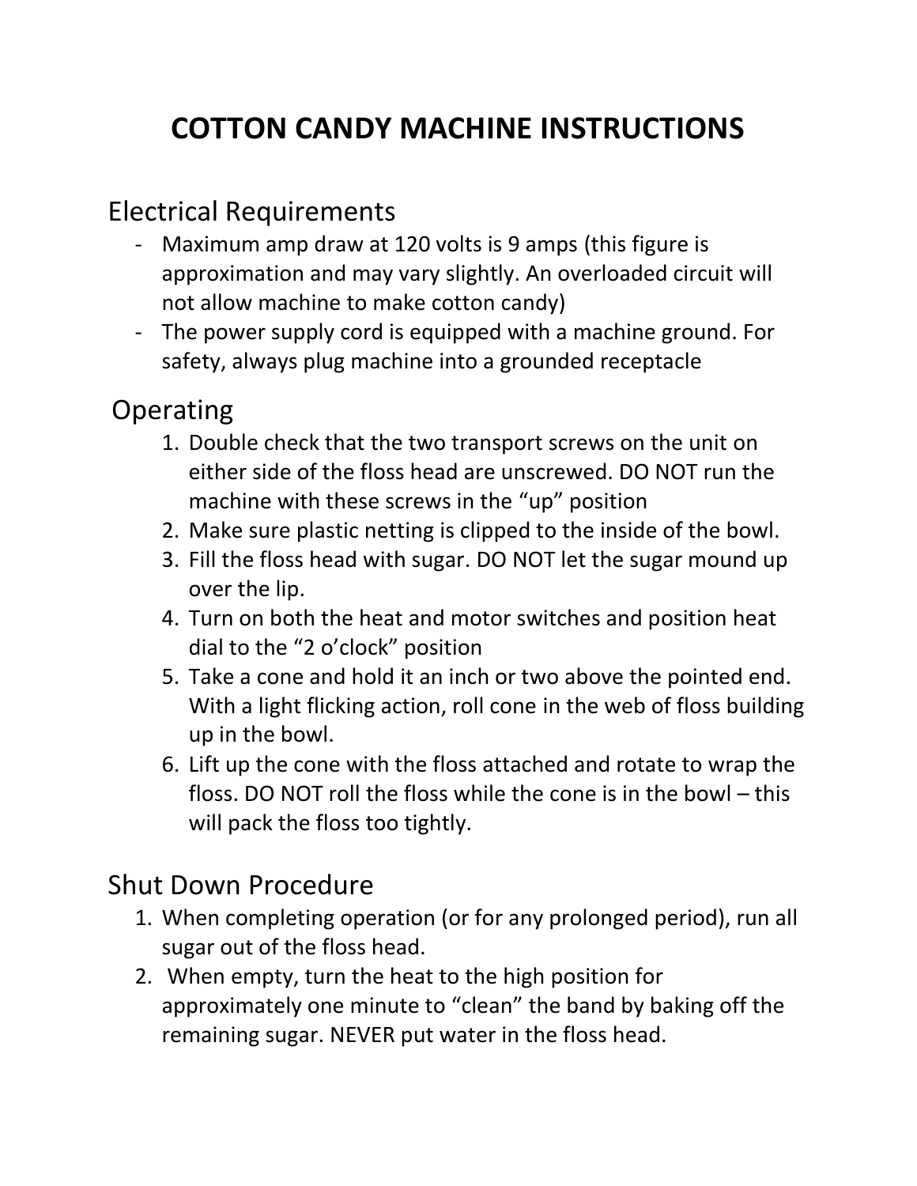# COTTON CANDY MACHINE INSTRUCTIONS

## Electrical Requirements

- Maximum amp draw at 120 volts is 9 amps (this figure is approximation and may vary slightly. An overloaded circuit will not allow machine to make cotton candy)
- The power supply cord is equipped with a machine ground. For safety, always plug machine into a grounded receptacle

## Operating

1. Double check that the two transport screws on the unit on either side of the floss head are unscrewed. DO NOT run the machine with these screws in the "up" position
2. Make sure plastic netting is clipped to the inside of the bowl.
3. Fill the floss head with sugar. DO NOT let the sugar mound up over the lip.
4. Turn on both the heat and motor switches and position heat dial to the "2 o'clock" position
5. Take a cone and hold it an inch or two above the pointed end. With a light flicking action, roll cone in the web of floss building up in the bowl.
6. Lift up the cone with the floss attached and rotate to wrap the floss. DO NOT roll the floss while the cone is in the bowl – this will pack the floss too tightly.

## Shut Down Procedure

1. When completing operation (or for any prolonged period), run all sugar out of the floss head.
2. When empty, turn the heat to the high position for approximately one minute to "clean" the band by baking off the remaining sugar. NEVER put water in the floss head.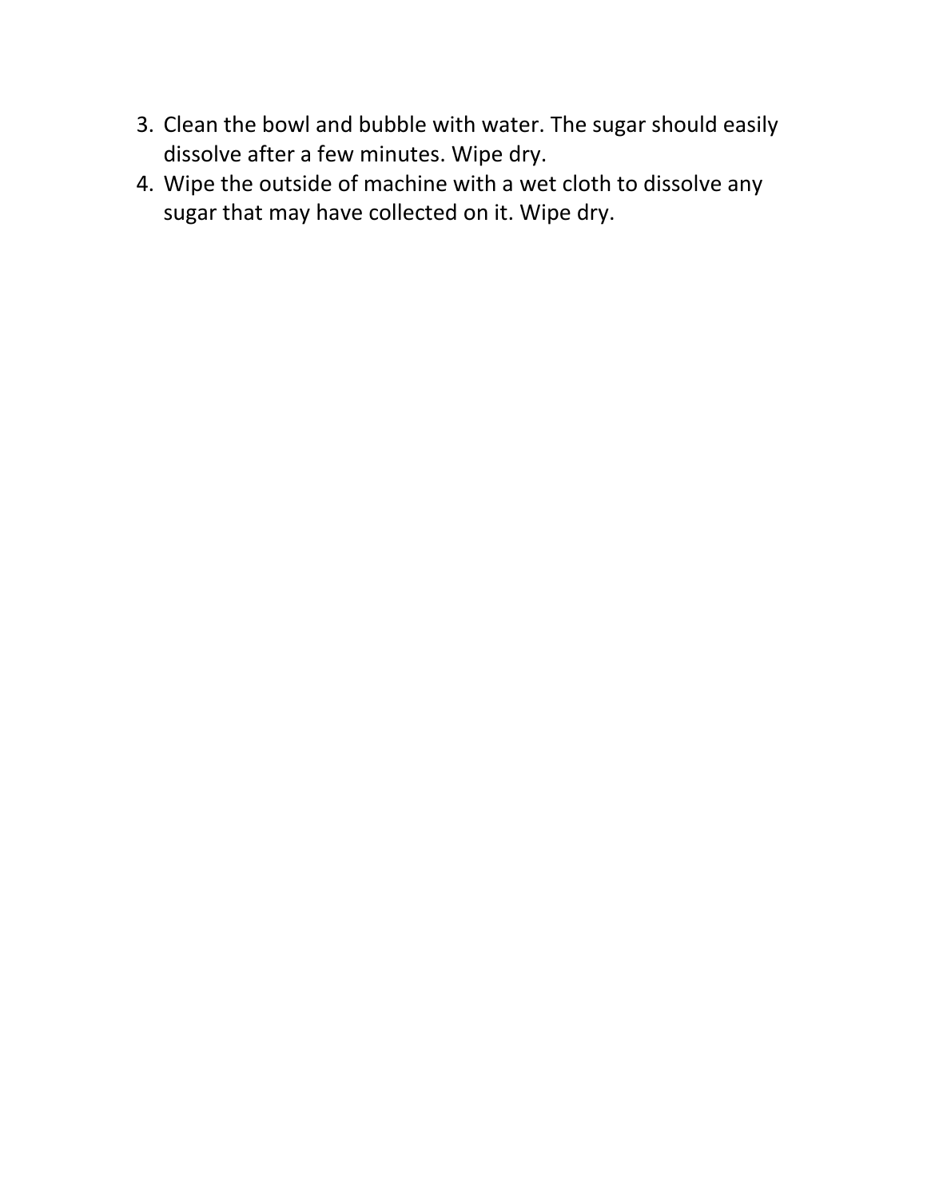3. Clean the bowl and bubble with water. The sugar should easily dissolve after a few minutes. Wipe dry.
4. Wipe the outside of machine with a wet cloth to dissolve any sugar that may have collected on it. Wipe dry.